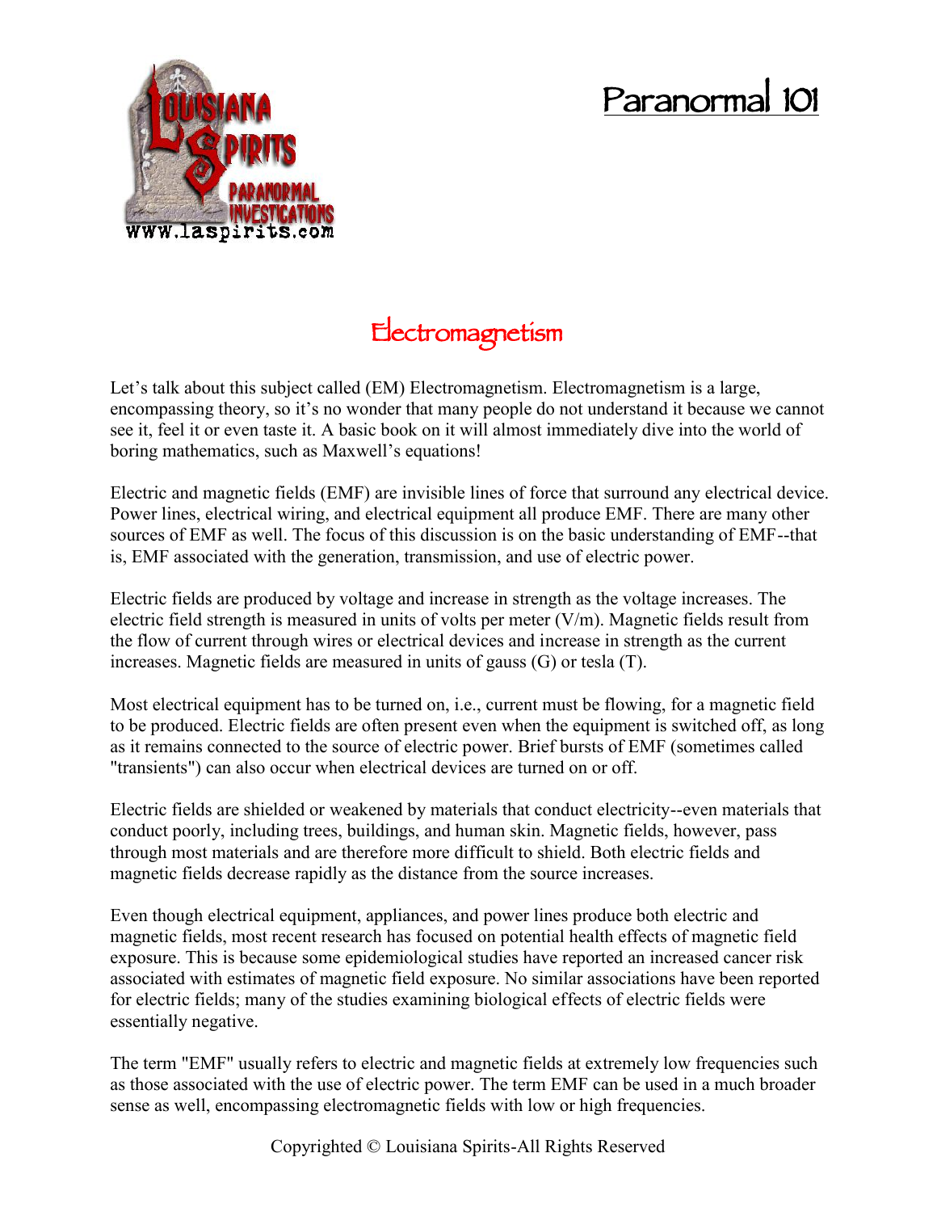# Paranormal 101

## Electromagnetism

Let's talk about this subject called (EM) Electromagnetism. Electromagnetism is a large, encompassing theory, so it's no wonder that many people do not understand it because we cannot see it, feel it or even taste it. A basic book on it will almost immediately dive into the world of boring mathematics, such as Maxwell's equations!

Electric and magnetic fields (EMF) are invisible lines of force that surround any electrical device. Power lines, electrical wiring, and electrical equipment all produce EMF. There are many other sources of EMF as well. The focus of this discussion is on the basic understanding of EMF--that is, EMF associated with the generation, transmission, and use of electric power.

Electric fields are produced by voltage and increase in strength as the voltage increases. The electric field strength is measured in units of volts per meter (V/m). Magnetic fields result from the flow of current through wires or electrical devices and increase in strength as the current increases. Magnetic fields are measured in units of gauss (G) or tesla (T).

Most electrical equipment has to be turned on, i.e., current must be flowing, for a magnetic field to be produced. Electric fields are often present even when the equipment is switched off, as long as it remains connected to the source of electric power. Brief bursts of EMF (sometimes called "transients") can also occur when electrical devices are turned on or off.

Electric fields are shielded or weakened by materials that conduct electricity--even materials that conduct poorly, including trees, buildings, and human skin. Magnetic fields, however, pass through most materials and are therefore more difficult to shield. Both electric fields and magnetic fields decrease rapidly as the distance from the source increases.

Even though electrical equipment, appliances, and power lines produce both electric and magnetic fields, most recent research has focused on potential health effects of magnetic field exposure. This is because some epidemiological studies have reported an increased cancer risk associated with estimates of magnetic field exposure. No similar associations have been reported for electric fields; many of the studies examining biological effects of electric fields were essentially negative.

The term "EMF" usually refers to electric and magnetic fields at extremely low frequencies such as those associated with the use of electric power. The term EMF can be used in a much broader sense as well, encompassing electromagnetic fields with low or high frequencies.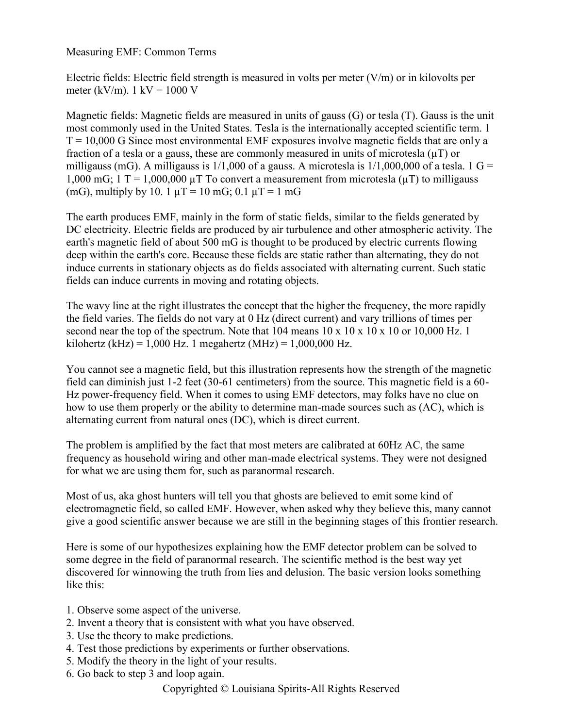Measuring EMF: Common Terms

Electric fields: Electric field strength is measured in volts per meter (V/m) or in kilovolts per meter (kV/m). 1 kV = 1000 V

Magnetic fields: Magnetic fields are measured in units of gauss (G) or tesla (T). Gauss is the unit most commonly used in the United States. Tesla is the internationally accepted scientific term. 1 T = 10,000 G Since most environmental EMF exposures involve magnetic fields that are only a fraction of a tesla or a gauss, these are commonly measured in units of microtesla (μT) or milligauss (mG). A milligauss is 1/1,000 of a gauss. A microtesla is 1/1,000,000 of a tesla. 1 G = 1,000 mG; 1 T = 1,000,000 μT To convert a measurement from microtesla (μT) to milligauss (mG), multiply by 10. 1 μT = 10 mG; 0.1 μT = 1 mG

The earth produces EMF, mainly in the form of static fields, similar to the fields generated by DC electricity. Electric fields are produced by air turbulence and other atmospheric activity. The earth's magnetic field of about 500 mG is thought to be produced by electric currents flowing deep within the earth's core. Because these fields are static rather than alternating, they do not induce currents in stationary objects as do fields associated with alternating current. Such static fields can induce currents in moving and rotating objects.

The wavy line at the right illustrates the concept that the higher the frequency, the more rapidly the field varies. The fields do not vary at 0 Hz (direct current) and vary trillions of times per second near the top of the spectrum. Note that 104 means 10 x 10 x 10 x 10 or 10,000 Hz. 1 kilohertz (kHz) = 1,000 Hz. 1 megahertz (MHz) = 1,000,000 Hz.

You cannot see a magnetic field, but this illustration represents how the strength of the magnetic field can diminish just 1-2 feet (30-61 centimeters) from the source. This magnetic field is a 60-Hz power-frequency field. When it comes to using EMF detectors, may folks have no clue on how to use them properly or the ability to determine man-made sources such as (AC), which is alternating current from natural ones (DC), which is direct current.

The problem is amplified by the fact that most meters are calibrated at 60Hz AC, the same frequency as household wiring and other man-made electrical systems. They were not designed for what we are using them for, such as paranormal research.

Most of us, aka ghost hunters will tell you that ghosts are believed to emit some kind of electromagnetic field, so called EMF. However, when asked why they believe this, many cannot give a good scientific answer because we are still in the beginning stages of this frontier research.

Here is some of our hypothesizes explaining how the EMF detector problem can be solved to some degree in the field of paranormal research. The scientific method is the best way yet discovered for winnowing the truth from lies and delusion. The basic version looks something like this:

1. Observe some aspect of the universe.
2. Invent a theory that is consistent with what you have observed.
3. Use the theory to make predictions.
4. Test those predictions by experiments or further observations.
5. Modify the theory in the light of your results.
6. Go back to step 3 and loop again.

Copyrighted © Louisiana Spirits-All Rights Reserved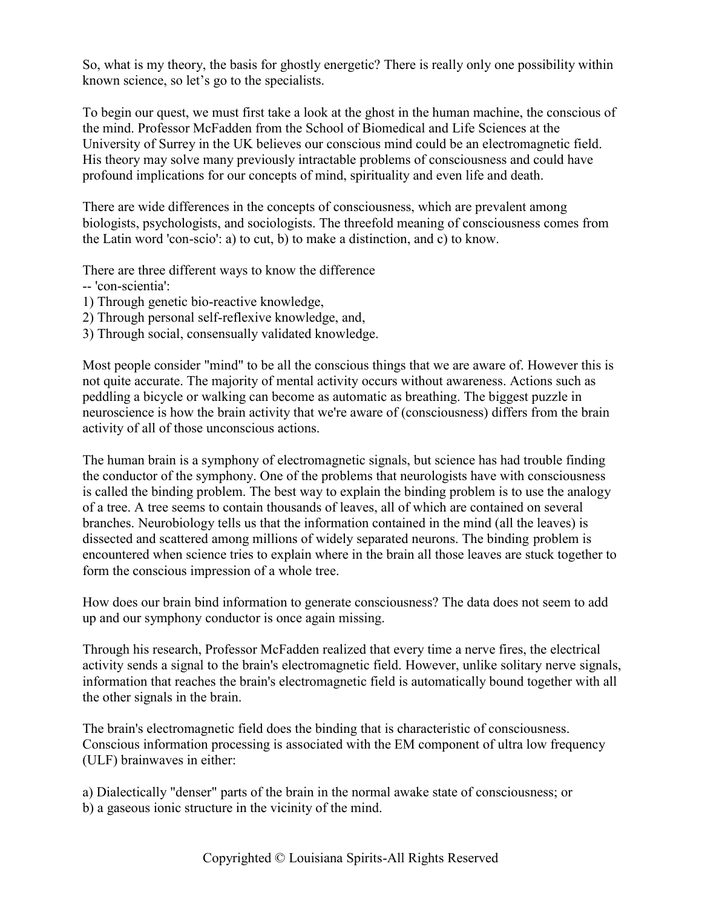So, what is my theory, the basis for ghostly energetic? There is really only one possibility within known science, so let's go to the specialists.

To begin our quest, we must first take a look at the ghost in the human machine, the conscious of the mind. Professor McFadden from the School of Biomedical and Life Sciences at the University of Surrey in the UK believes our conscious mind could be an electromagnetic field. His theory may solve many previously intractable problems of consciousness and could have profound implications for our concepts of mind, spirituality and even life and death.

There are wide differences in the concepts of consciousness, which are prevalent among biologists, psychologists, and sociologists. The threefold meaning of consciousness comes from the Latin word 'con-scio': a) to cut, b) to make a distinction, and c) to know.

There are three different ways to know the difference
-- 'con-scientia':
1) Through genetic bio-reactive knowledge,
2) Through personal self-reflexive knowledge, and,
3) Through social, consensually validated knowledge.

Most people consider "mind" to be all the conscious things that we are aware of. However this is not quite accurate. The majority of mental activity occurs without awareness. Actions such as peddling a bicycle or walking can become as automatic as breathing. The biggest puzzle in neuroscience is how the brain activity that we're aware of (consciousness) differs from the brain activity of all of those unconscious actions.

The human brain is a symphony of electromagnetic signals, but science has had trouble finding the conductor of the symphony. One of the problems that neurologists have with consciousness is called the binding problem. The best way to explain the binding problem is to use the analogy of a tree. A tree seems to contain thousands of leaves, all of which are contained on several branches. Neurobiology tells us that the information contained in the mind (all the leaves) is dissected and scattered among millions of widely separated neurons. The binding problem is encountered when science tries to explain where in the brain all those leaves are stuck together to form the conscious impression of a whole tree.

How does our brain bind information to generate consciousness? The data does not seem to add up and our symphony conductor is once again missing.

Through his research, Professor McFadden realized that every time a nerve fires, the electrical activity sends a signal to the brain's electromagnetic field. However, unlike solitary nerve signals, information that reaches the brain's electromagnetic field is automatically bound together with all the other signals in the brain.

The brain's electromagnetic field does the binding that is characteristic of consciousness. Conscious information processing is associated with the EM component of ultra low frequency (ULF) brainwaves in either:

a) Dialectically "denser" parts of the brain in the normal awake state of consciousness; or
b) a gaseous ionic structure in the vicinity of the mind.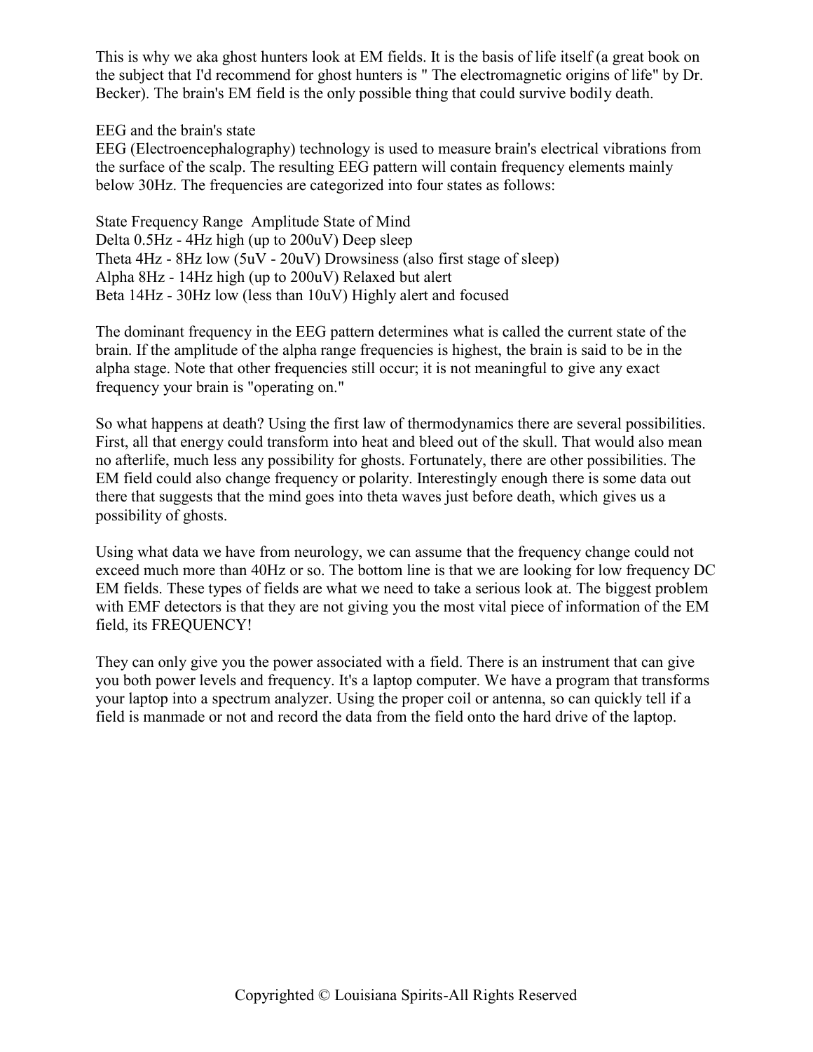This is why we aka ghost hunters look at EM fields. It is the basis of life itself (a great book on the subject that I'd recommend for ghost hunters is " The electromagnetic origins of life" by Dr. Becker). The brain's EM field is the only possible thing that could survive bodily death.

EEG and the brain's state

EEG (Electroencephalography) technology is used to measure brain's electrical vibrations from the surface of the scalp. The resulting EEG pattern will contain frequency elements mainly below 30Hz. The frequencies are categorized into four states as follows:

State Frequency Range Amplitude State of Mind
Delta 0.5Hz - 4Hz high (up to 200uV) Deep sleep
Theta 4Hz - 8Hz low (5uV - 20uV) Drowsiness (also first stage of sleep)
Alpha 8Hz - 14Hz high (up to 200uV) Relaxed but alert
Beta 14Hz - 30Hz low (less than 10uV) Highly alert and focused

The dominant frequency in the EEG pattern determines what is called the current state of the brain. If the amplitude of the alpha range frequencies is highest, the brain is said to be in the alpha stage. Note that other frequencies still occur; it is not meaningful to give any exact frequency your brain is "operating on."

So what happens at death? Using the first law of thermodynamics there are several possibilities. First, all that energy could transform into heat and bleed out of the skull. That would also mean no afterlife, much less any possibility for ghosts. Fortunately, there are other possibilities. The EM field could also change frequency or polarity. Interestingly enough there is some data out there that suggests that the mind goes into theta waves just before death, which gives us a possibility of ghosts.

Using what data we have from neurology, we can assume that the frequency change could not exceed much more than 40Hz or so. The bottom line is that we are looking for low frequency DC EM fields. These types of fields are what we need to take a serious look at. The biggest problem with EMF detectors is that they are not giving you the most vital piece of information of the EM field, its FREQUENCY!

They can only give you the power associated with a field. There is an instrument that can give you both power levels and frequency. It's a laptop computer. We have a program that transforms your laptop into a spectrum analyzer. Using the proper coil or antenna, so can quickly tell if a field is manmade or not and record the data from the field onto the hard drive of the laptop.

Copyrighted © Louisiana Spirits-All Rights Reserved